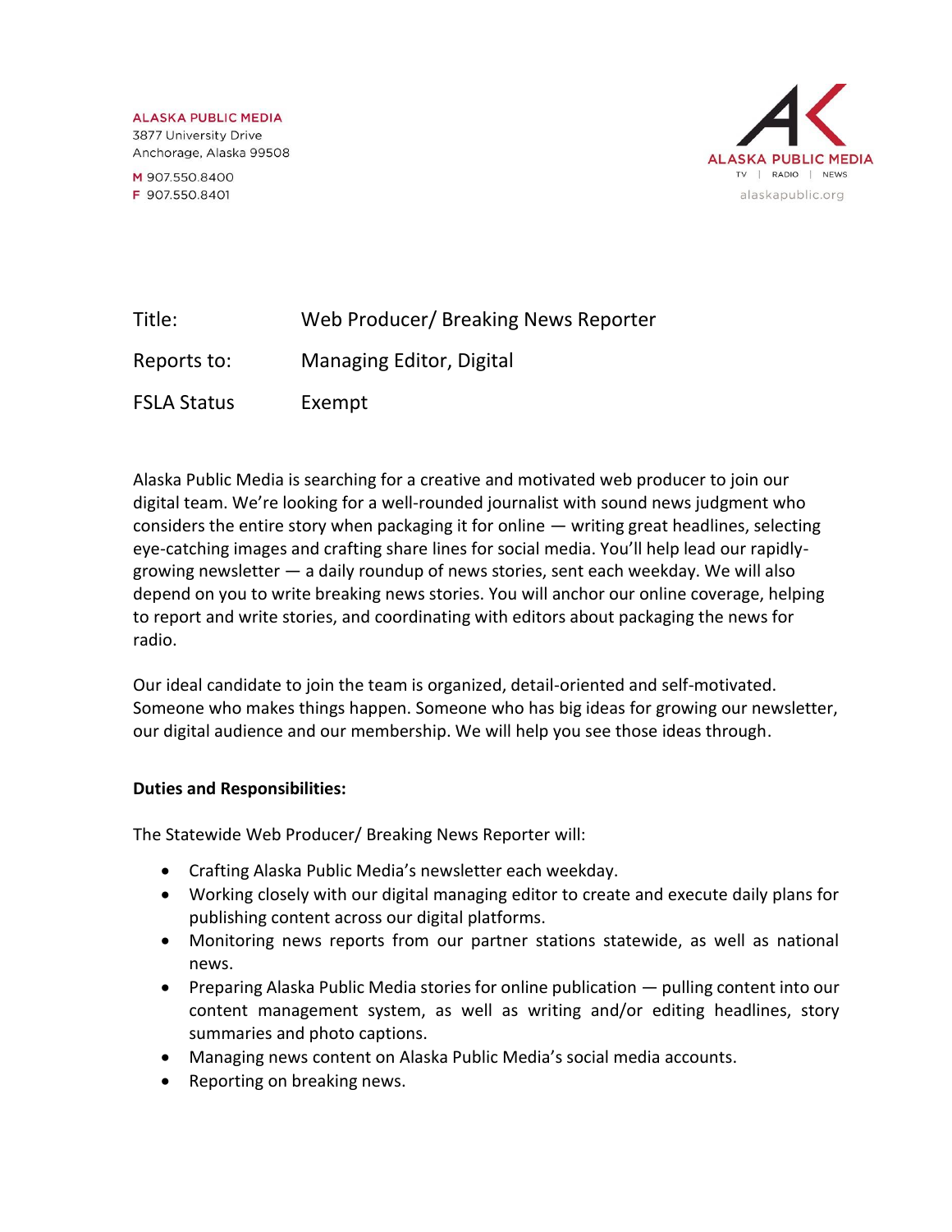ALASKA PUBLIC MEDIA
3877 University Drive
Anchorage, Alaska 99508

M 907.550.8400
F 907.550.8401

ALASKA PUBLIC MEDIA
TV | RADIO | NEWS
alaskapublic.org

| | |
|---|---|
| Title: | Web Producer/ Breaking News Reporter |
| Reports to: | Managing Editor, Digital |
| FSLA Status | Exempt |

Alaska Public Media is searching for a creative and motivated web producer to join our digital team. We're looking for a well-rounded journalist with sound news judgment who considers the entire story when packaging it for online — writing great headlines, selecting eye-catching images and crafting share lines for social media. You'll help lead our rapidly-growing newsletter — a daily roundup of news stories, sent each weekday. We will also depend on you to write breaking news stories. You will anchor our online coverage, helping to report and write stories, and coordinating with editors about packaging the news for radio.

Our ideal candidate to join the team is organized, detail-oriented and self-motivated. Someone who makes things happen. Someone who has big ideas for growing our newsletter, our digital audience and our membership. We will help you see those ideas through.

**Duties and Responsibilities:**

The Statewide Web Producer/ Breaking News Reporter will:

- Crafting Alaska Public Media's newsletter each weekday.
- Working closely with our digital managing editor to create and execute daily plans for publishing content across our digital platforms.
- Monitoring news reports from our partner stations statewide, as well as national news.
- Preparing Alaska Public Media stories for online publication — pulling content into our content management system, as well as writing and/or editing headlines, story summaries and photo captions.
- Managing news content on Alaska Public Media's social media accounts.
- Reporting on breaking news.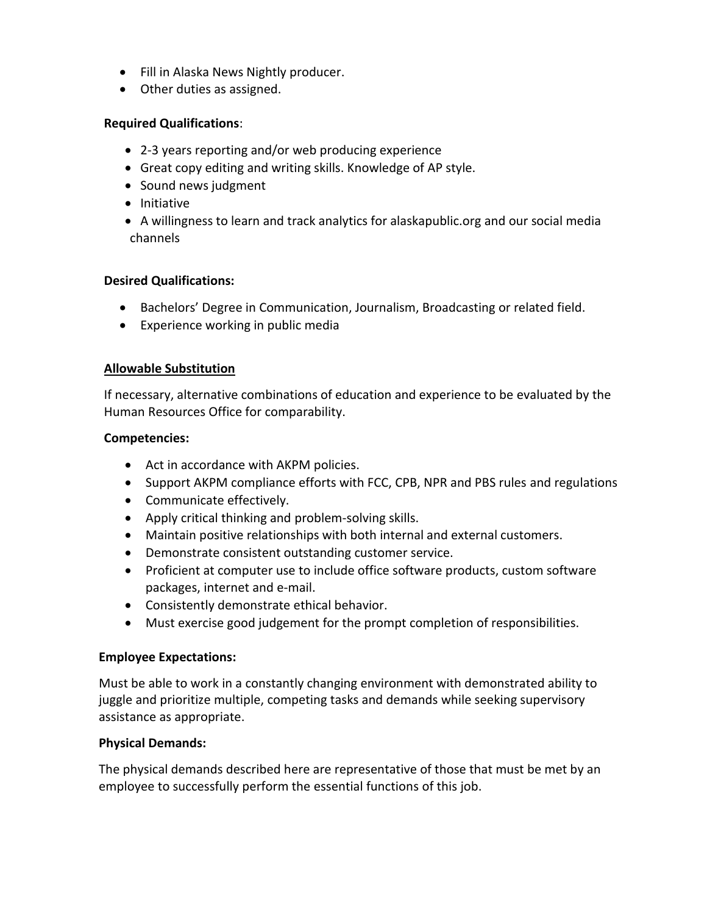- Fill in Alaska News Nightly producer.
- Other duties as assigned.

**Required Qualifications**:

- 2-3 years reporting and/or web producing experience
- Great copy editing and writing skills. Knowledge of AP style.
- Sound news judgment
- Initiative
- A willingness to learn and track analytics for alaskapublic.org and our social media channels

**Desired Qualifications:**

- Bachelors' Degree in Communication, Journalism, Broadcasting or related field.
- Experience working in public media

**Allowable Substitution**

If necessary, alternative combinations of education and experience to be evaluated by the Human Resources Office for comparability.

**Competencies:**

- Act in accordance with AKPM policies.
- Support AKPM compliance efforts with FCC, CPB, NPR and PBS rules and regulations
- Communicate effectively.
- Apply critical thinking and problem-solving skills.
- Maintain positive relationships with both internal and external customers.
- Demonstrate consistent outstanding customer service.
- Proficient at computer use to include office software products, custom software packages, internet and e-mail.
- Consistently demonstrate ethical behavior.
- Must exercise good judgement for the prompt completion of responsibilities.

**Employee Expectations:**

Must be able to work in a constantly changing environment with demonstrated ability to juggle and prioritize multiple, competing tasks and demands while seeking supervisory assistance as appropriate.

**Physical Demands:**

The physical demands described here are representative of those that must be met by an employee to successfully perform the essential functions of this job.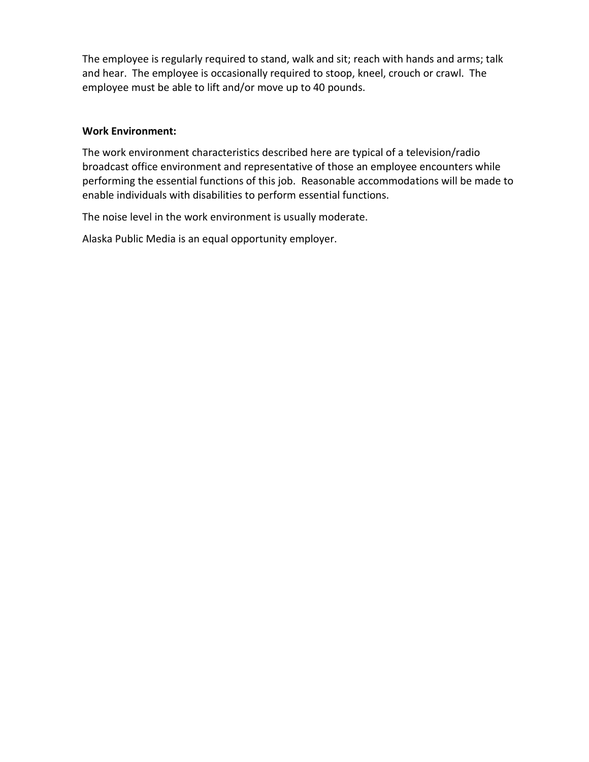The employee is regularly required to stand, walk and sit; reach with hands and arms; talk and hear. The employee is occasionally required to stoop, kneel, crouch or crawl. The employee must be able to lift and/or move up to 40 pounds.

**Work Environment:**

The work environment characteristics described here are typical of a television/radio broadcast office environment and representative of those an employee encounters while performing the essential functions of this job. Reasonable accommodations will be made to enable individuals with disabilities to perform essential functions.

The noise level in the work environment is usually moderate.

Alaska Public Media is an equal opportunity employer.